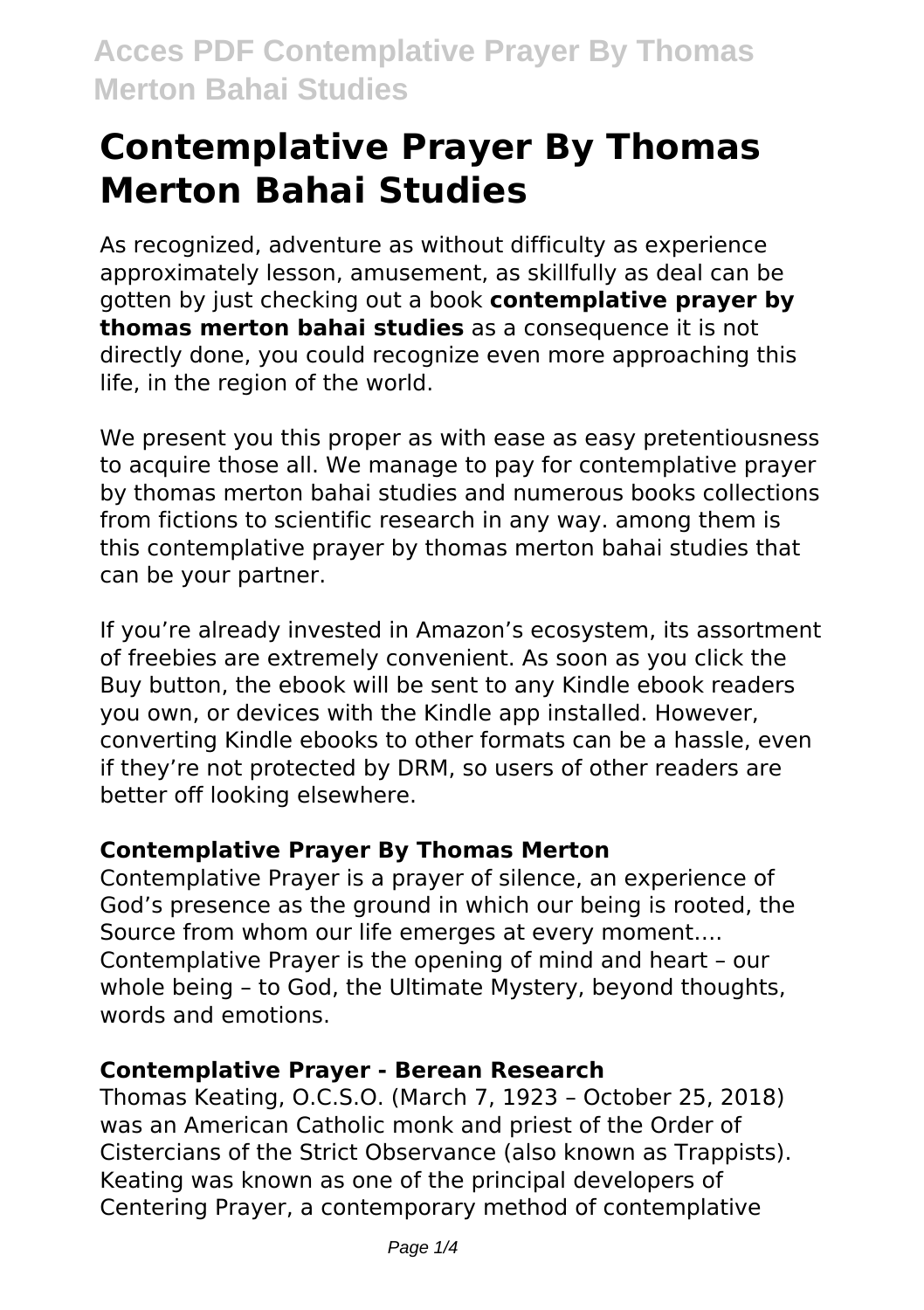# Contemplative Prayer By Thomas Merton Bahai Studies

As recognized, adventure as without difficulty as experience approximately lesson, amusement, as skillfully as deal can be gotten by just checking out a book **contemplative prayer by thomas merton bahai studies** as a consequence it is not directly done, you could recognize even more approaching this life, in the region of the world.

We present you this proper as with ease as easy pretentiousness to acquire those all. We manage to pay for contemplative prayer by thomas merton bahai studies and numerous books collections from fictions to scientific research in any way. among them is this contemplative prayer by thomas merton bahai studies that can be your partner.

If you're already invested in Amazon's ecosystem, its assortment of freebies are extremely convenient. As soon as you click the Buy button, the ebook will be sent to any Kindle ebook readers you own, or devices with the Kindle app installed. However, converting Kindle ebooks to other formats can be a hassle, even if they're not protected by DRM, so users of other readers are better off looking elsewhere.

### Contemplative Prayer By Thomas Merton

Contemplative Prayer is a prayer of silence, an experience of God's presence as the ground in which our being is rooted, the Source from whom our life emerges at every moment.... Contemplative Prayer is the opening of mind and heart – our whole being – to God, the Ultimate Mystery, beyond thoughts, words and emotions.

### Contemplative Prayer - Berean Research

Thomas Keating, O.C.S.O. (March 7, 1923 – October 25, 2018) was an American Catholic monk and priest of the Order of Cistercians of the Strict Observance (also known as Trappists). Keating was known as one of the principal developers of Centering Prayer, a contemporary method of contemplative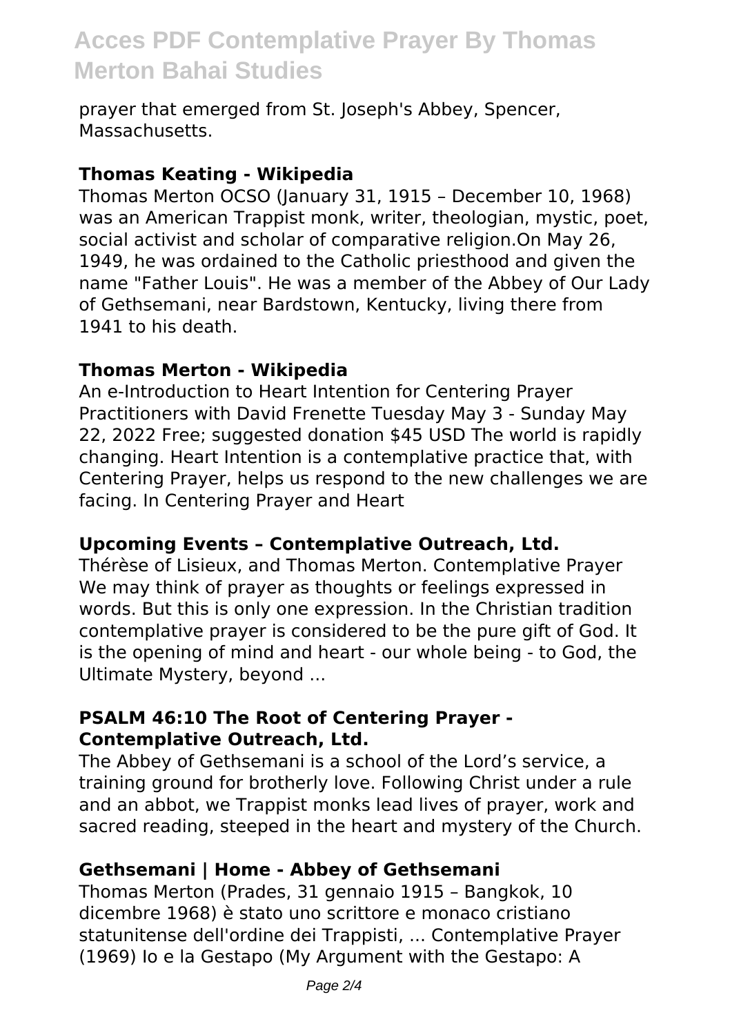prayer that emerged from St. Joseph's Abbey, Spencer, Massachusetts.

### Thomas Keating - Wikipedia

Thomas Merton OCSO (January 31, 1915 – December 10, 1968) was an American Trappist monk, writer, theologian, mystic, poet, social activist and scholar of comparative religion.On May 26, 1949, he was ordained to the Catholic priesthood and given the name "Father Louis". He was a member of the Abbey of Our Lady of Gethsemani, near Bardstown, Kentucky, living there from 1941 to his death.

### Thomas Merton - Wikipedia

An e-Introduction to Heart Intention for Centering Prayer Practitioners with David Frenette Tuesday May 3 - Sunday May 22, 2022 Free; suggested donation $45 USD The world is rapidly changing. Heart Intention is a contemplative practice that, with Centering Prayer, helps us respond to the new challenges we are facing. In Centering Prayer and Heart

### Upcoming Events – Contemplative Outreach, Ltd.

Thérèse of Lisieux, and Thomas Merton. Contemplative Prayer We may think of prayer as thoughts or feelings expressed in words. But this is only one expression. In the Christian tradition contemplative prayer is considered to be the pure gift of God. It is the opening of mind and heart - our whole being - to God, the Ultimate Mystery, beyond ...

### PSALM 46:10 The Root of Centering Prayer - Contemplative Outreach, Ltd.

The Abbey of Gethsemani is a school of the Lord's service, a training ground for brotherly love. Following Christ under a rule and an abbot, we Trappist monks lead lives of prayer, work and sacred reading, steeped in the heart and mystery of the Church.

### Gethsemani | Home - Abbey of Gethsemani

Thomas Merton (Prades, 31 gennaio 1915 – Bangkok, 10 dicembre 1968) è stato uno scrittore e monaco cristiano statunitense dell'ordine dei Trappisti, ... Contemplative Prayer (1969) Io e la Gestapo (My Argument with the Gestapo: A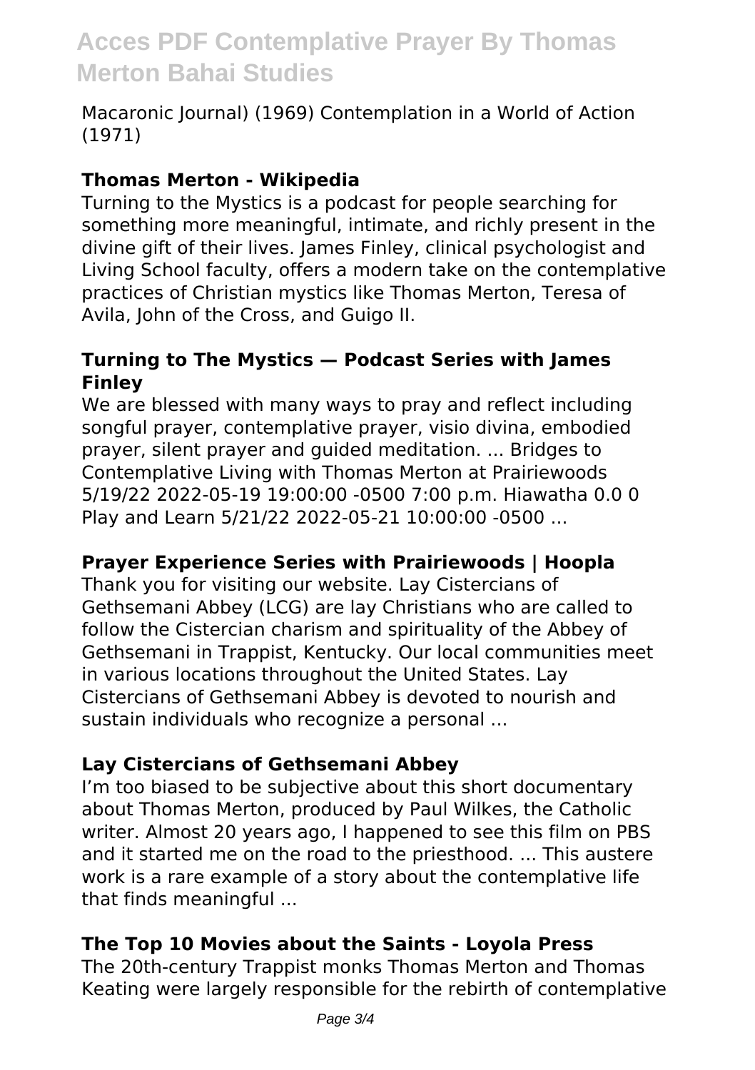Macaronic Journal) (1969) Contemplation in a World of Action (1971)

### Thomas Merton - Wikipedia

Turning to the Mystics is a podcast for people searching for something more meaningful, intimate, and richly present in the divine gift of their lives. James Finley, clinical psychologist and Living School faculty, offers a modern take on the contemplative practices of Christian mystics like Thomas Merton, Teresa of Avila, John of the Cross, and Guigo II.

### Turning to The Mystics — Podcast Series with James Finley

We are blessed with many ways to pray and reflect including songful prayer, contemplative prayer, visio divina, embodied prayer, silent prayer and guided meditation. ... Bridges to Contemplative Living with Thomas Merton at Prairiewoods 5/19/22 2022-05-19 19:00:00 -0500 7:00 p.m. Hiawatha 0.0 0 Play and Learn 5/21/22 2022-05-21 10:00:00 -0500 ...

### Prayer Experience Series with Prairiewoods | Hoopla

Thank you for visiting our website. Lay Cistercians of Gethsemani Abbey (LCG) are lay Christians who are called to follow the Cistercian charism and spirituality of the Abbey of Gethsemani in Trappist, Kentucky. Our local communities meet in various locations throughout the United States. Lay Cistercians of Gethsemani Abbey is devoted to nourish and sustain individuals who recognize a personal ...

### Lay Cistercians of Gethsemani Abbey

I'm too biased to be subjective about this short documentary about Thomas Merton, produced by Paul Wilkes, the Catholic writer. Almost 20 years ago, I happened to see this film on PBS and it started me on the road to the priesthood. ... This austere work is a rare example of a story about the contemplative life that finds meaningful ...

### The Top 10 Movies about the Saints - Loyola Press

The 20th-century Trappist monks Thomas Merton and Thomas Keating were largely responsible for the rebirth of contemplative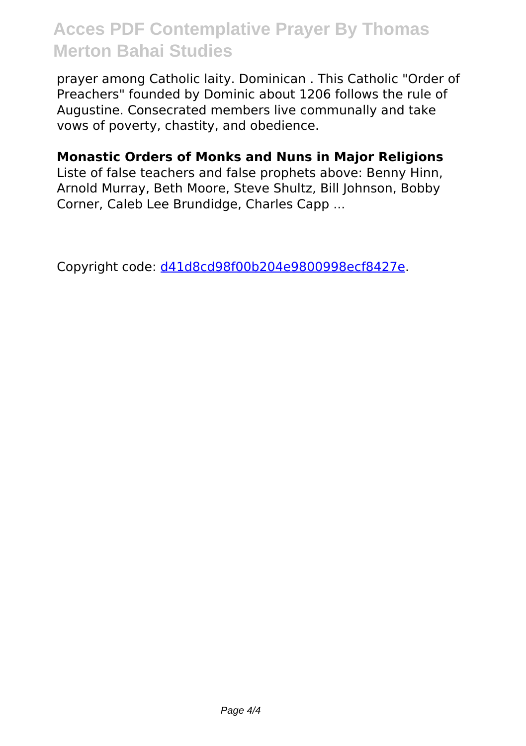prayer among Catholic laity. Dominican . This Catholic "Order of Preachers" founded by Dominic about 1206 follows the rule of Augustine. Consecrated members live communally and take vows of poverty, chastity, and obedience.

**Monastic Orders of Monks and Nuns in Major Religions**
Liste of false teachers and false prophets above: Benny Hinn, Arnold Murray, Beth Moore, Steve Shultz, Bill Johnson, Bobby Corner, Caleb Lee Brundidge, Charles Capp ...

Copyright code: d41d8cd98f00b204e9800998ecf8427e.